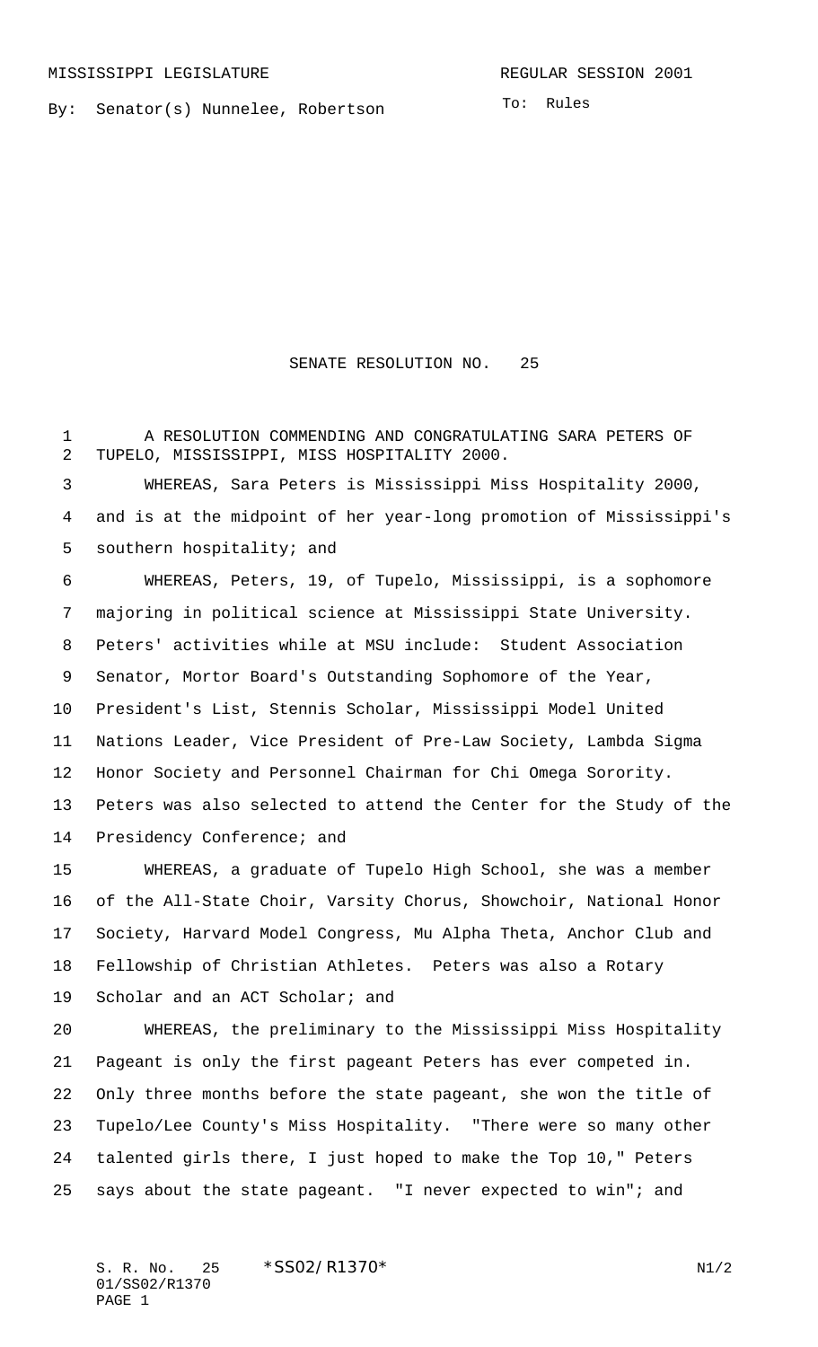MISSISSIPPI LEGISLATURE

REGULAR SESSION 2001

By: Senator(s) Nunnelee, Robertson

To: Rules

# SENATE RESOLUTION NO. 25

A RESOLUTION COMMENDING AND CONGRATULATING SARA PETERS OF TUPELO, MISSISSIPPI, MISS HOSPITALITY 2000.

WHEREAS, Sara Peters is Mississippi Miss Hospitality 2000, and is at the midpoint of her year-long promotion of Mississippi's southern hospitality; and

WHEREAS, Peters, 19, of Tupelo, Mississippi, is a sophomore majoring in political science at Mississippi State University. Peters' activities while at MSU include: Student Association Senator, Mortor Board's Outstanding Sophomore of the Year, President's List, Stennis Scholar, Mississippi Model United Nations Leader, Vice President of Pre-Law Society, Lambda Sigma Honor Society and Personnel Chairman for Chi Omega Sorority. Peters was also selected to attend the Center for the Study of the Presidency Conference; and

WHEREAS, a graduate of Tupelo High School, she was a member of the All-State Choir, Varsity Chorus, Showchoir, National Honor Society, Harvard Model Congress, Mu Alpha Theta, Anchor Club and Fellowship of Christian Athletes. Peters was also a Rotary Scholar and an ACT Scholar; and

WHEREAS, the preliminary to the Mississippi Miss Hospitality Pageant is only the first pageant Peters has ever competed in. Only three months before the state pageant, she won the title of Tupelo/Lee County's Miss Hospitality. "There were so many other talented girls there, I just hoped to make the Top 10," Peters says about the state pageant. "I never expected to win"; and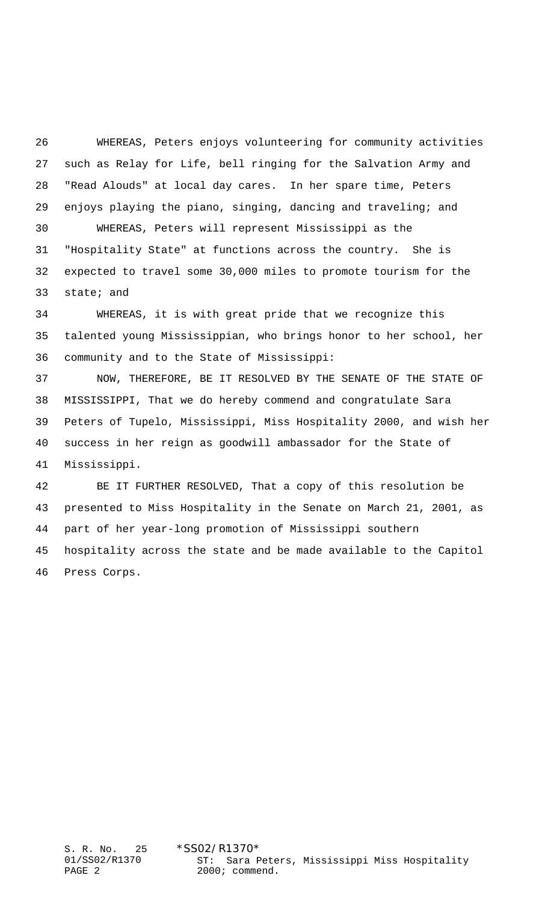WHEREAS, Peters enjoys volunteering for community activities such as Relay for Life, bell ringing for the Salvation Army and "Read Alouds" at local day cares. In her spare time, Peters enjoys playing the piano, singing, dancing and traveling; and

WHEREAS, Peters will represent Mississippi as the "Hospitality State" at functions across the country. She is expected to travel some 30,000 miles to promote tourism for the state; and

WHEREAS, it is with great pride that we recognize this talented young Mississippian, who brings honor to her school, her community and to the State of Mississippi:

NOW, THEREFORE, BE IT RESOLVED BY THE SENATE OF THE STATE OF MISSISSIPPI, That we do hereby commend and congratulate Sara Peters of Tupelo, Mississippi, Miss Hospitality 2000, and wish her success in her reign as goodwill ambassador for the State of Mississippi.

BE IT FURTHER RESOLVED, That a copy of this resolution be presented to Miss Hospitality in the Senate on March 21, 2001, as part of her year-long promotion of Mississippi southern hospitality across the state and be made available to the Capitol Press Corps.